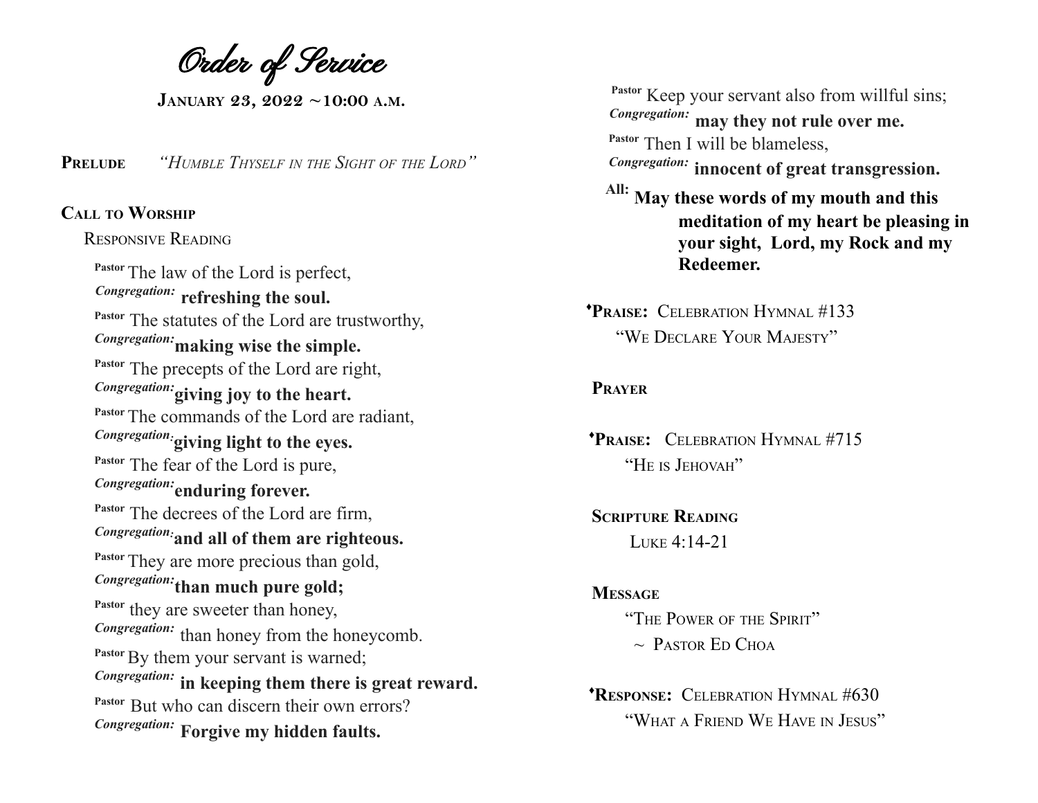# Order of Service

**January 23, 2022 ~10:00 a.m.**

**Prelude** *"Humble Thyself in the Sight of the Lord"*

**Call to Worship**

Responsive Reading

Pastor The law of the Lord is perfect,
*Congregation:* **refreshing the soul.**
Pastor The statutes of the Lord are trustworthy,
*Congregation:* **making wise the simple.**
Pastor The precepts of the Lord are right,
*Congregation:* **giving joy to the heart.**
Pastor The commands of the Lord are radiant,
*Congregation:* **giving light to the eyes.**
Pastor The fear of the Lord is pure,
*Congregation:* **enduring forever.**
Pastor The decrees of the Lord are firm,
*Congregation:* **and all of them are righteous.**
Pastor They are more precious than gold,
*Congregation:* **than much pure gold;**
Pastor they are sweeter than honey,
*Congregation:* than honey from the honeycomb.
Pastor By them your servant is warned;
*Congregation:* **in keeping them there is great reward.**
Pastor But who can discern their own errors?
*Congregation:* **Forgive my hidden faults.**
Pastor Keep your servant also from willful sins;
*Congregation:* **may they not rule over me.**
Pastor Then I will be blameless,
*Congregation:* **innocent of great transgression.**
**All: May these words of my mouth and this meditation of my heart be pleasing in your sight, Lord, my Rock and my Redeemer.**

**˚Praise:** Celebration Hymnal #133
"We Declare Your Majesty"

**Prayer**

**˚Praise:** Celebration Hymnal #715
"He is Jehovah"

**Scripture Reading**
Luke 4:14-21

**Message**
"The Power of the Spirit"
~ Pastor Ed Choa

**˚Response:** Celebration Hymnal #630
"What a Friend We Have in Jesus"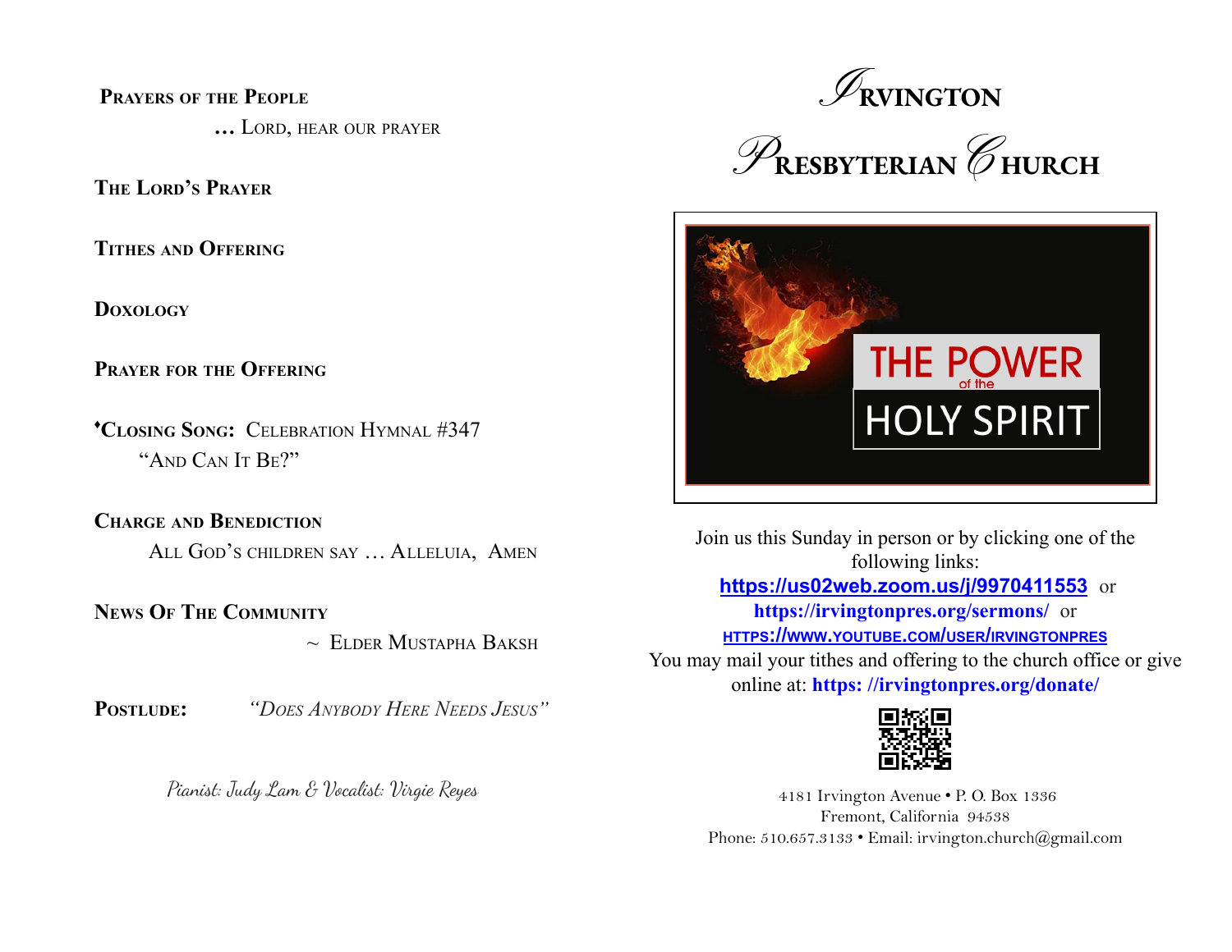**Prayers of the People**

… Lord, hear our prayer

**The Lord's Prayer**

**Tithes and Offering**

**Doxology**

**Prayer for the Offering**

♦**Closing Song:** Celebration Hymnal #347
"And Can It Be?"

**Charge and Benediction**

All God's children say … Alleluia, Amen

**News Of The Community**

~ Elder Mustapha Baksh

**Postlude:** *"Does Anybody Here Needs Jesus"*

*Pianist: Judy Lam & Vocalist: Virgie Reyes*

# Irvington Presbyterian Church

THE POWER of the HOLY SPIRIT

Join us this Sunday in person or by clicking one of the following links:

**https://us02web.zoom.us/j/9970411553** or
**https://irvingtonpres.org/sermons/** or
**https://www.youtube.com/user/irvingtonpres**

You may mail your tithes and offering to the church office or give online at: **https: //irvingtonpres.org/donate/**

4181 Irvington Avenue • P. O. Box 1336
Fremont, California 94538
Phone: 510.657.3133 • Email: irvington.church@gmail.com